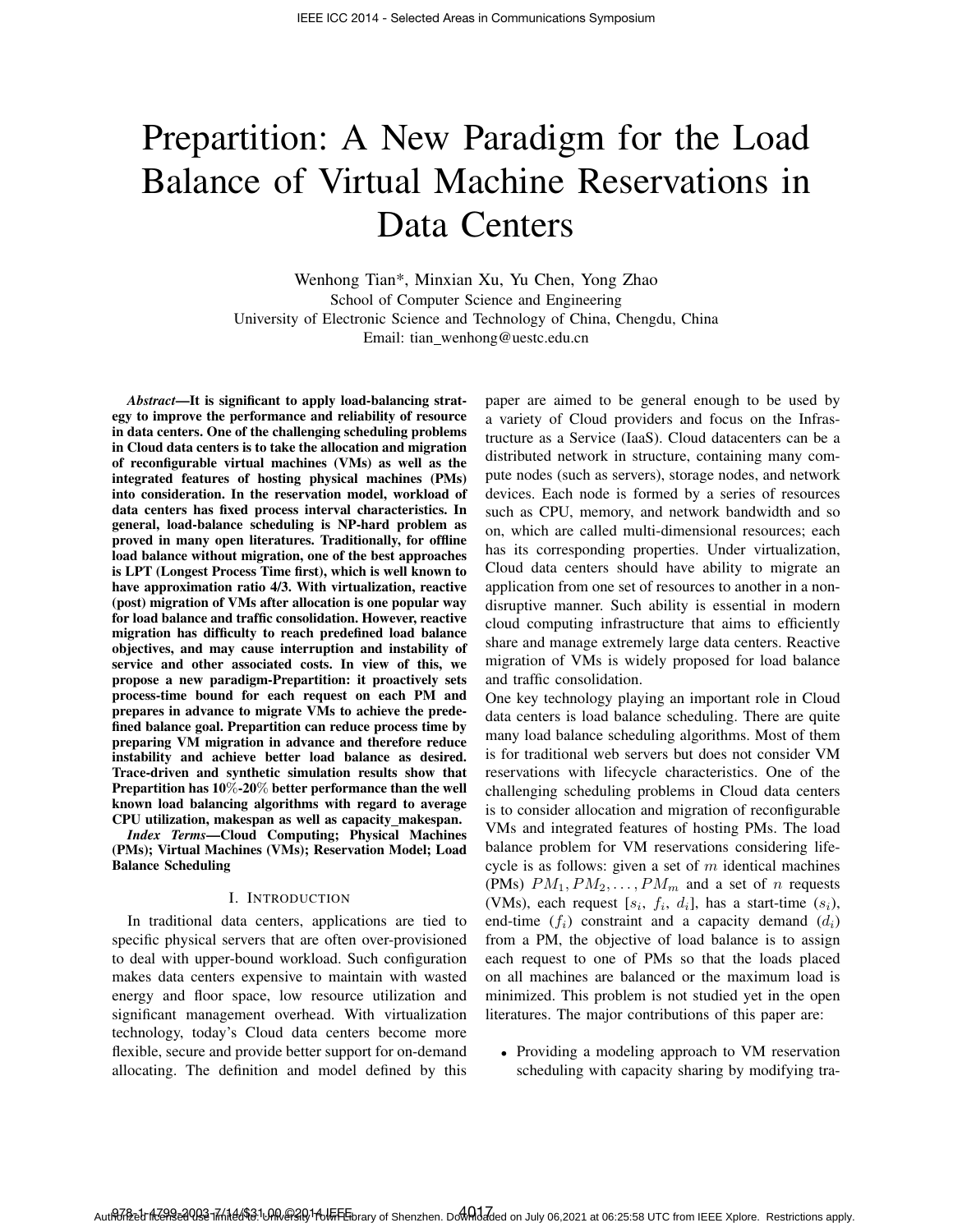# Prepartition: A New Paradigm for the Load Balance of Virtual Machine Reservations in Data Centers

Wenhong Tian*, Minxian Xu, Yu Chen, Yong Zhao
School of Computer Science and Engineering
University of Electronic Science and Technology of China, Chengdu, China
Email: tian_wenhong@uestc.edu.cn

***Abstract*—It is significant to apply load-balancing strategy to improve the performance and reliability of resource in data centers. One of the challenging scheduling problems in Cloud data centers is to take the allocation and migration of reconfigurable virtual machines (VMs) as well as the integrated features of hosting physical machines (PMs) into consideration. In the reservation model, workload of data centers has fixed process interval characteristics. In general, load-balance scheduling is NP-hard problem as proved in many open literatures. Traditionally, for offline load balance without migration, one of the best approaches is LPT (Longest Process Time first), which is well known to have approximation ratio 4/3. With virtualization, reactive (post) migration of VMs after allocation is one popular way for load balance and traffic consolidation. However, reactive migration has difficulty to reach predefined load balance objectives, and may cause interruption and instability of service and other associated costs. In view of this, we propose a new paradigm-Prepartition: it proactively sets process-time bound for each request on each PM and prepares in advance to migrate VMs to achieve the predefined balance goal. Prepartition can reduce process time by preparing VM migration in advance and therefore reduce instability and achieve better load balance as desired. Trace-driven and synthetic simulation results show that Prepartition has 10%-20% better performance than the well known load balancing algorithms with regard to average CPU utilization, makespan as well as capacity_makespan.**

***Index Terms*—Cloud Computing; Physical Machines (PMs); Virtual Machines (VMs); Reservation Model; Load Balance Scheduling**

## I. Introduction

In traditional data centers, applications are tied to specific physical servers that are often over-provisioned to deal with upper-bound workload. Such configuration makes data centers expensive to maintain with wasted energy and floor space, low resource utilization and significant management overhead. With virtualization technology, today's Cloud data centers become more flexible, secure and provide better support for on-demand allocating. The definition and model defined by this paper are aimed to be general enough to be used by a variety of Cloud providers and focus on the Infrastructure as a Service (IaaS). Cloud datacenters can be a distributed network in structure, containing many compute nodes (such as servers), storage nodes, and network devices. Each node is formed by a series of resources such as CPU, memory, and network bandwidth and so on, which are called multi-dimensional resources; each has its corresponding properties. Under virtualization, Cloud data centers should have ability to migrate an application from one set of resources to another in a non-disruptive manner. Such ability is essential in modern cloud computing infrastructure that aims to efficiently share and manage extremely large data centers. Reactive migration of VMs is widely proposed for load balance and traffic consolidation.

One key technology playing an important role in Cloud data centers is load balance scheduling. There are quite many load balance scheduling algorithms. Most of them is for traditional web servers but does not consider VM reservations with lifecycle characteristics. One of the challenging scheduling problems in Cloud data centers is to consider allocation and migration of reconfigurable VMs and integrated features of hosting PMs. The load balance problem for VM reservations considering lifecycle is as follows: given a set of $m$ identical machines (PMs) $PM_1, PM_2, \ldots, PM_m$ and a set of $n$ requests (VMs), each request $[s_i,\ f_i,\ d_i]$, has a start-time ($s_i$), end-time ($f_i$) constraint and a capacity demand ($d_i$) from a PM, the objective of load balance is to assign each request to one of PMs so that the loads placed on all machines are balanced or the maximum load is minimized. This problem is not studied yet in the open literatures. The major contributions of this paper are:

- Providing a modeling approach to VM reservation scheduling with capacity sharing by modifying tra-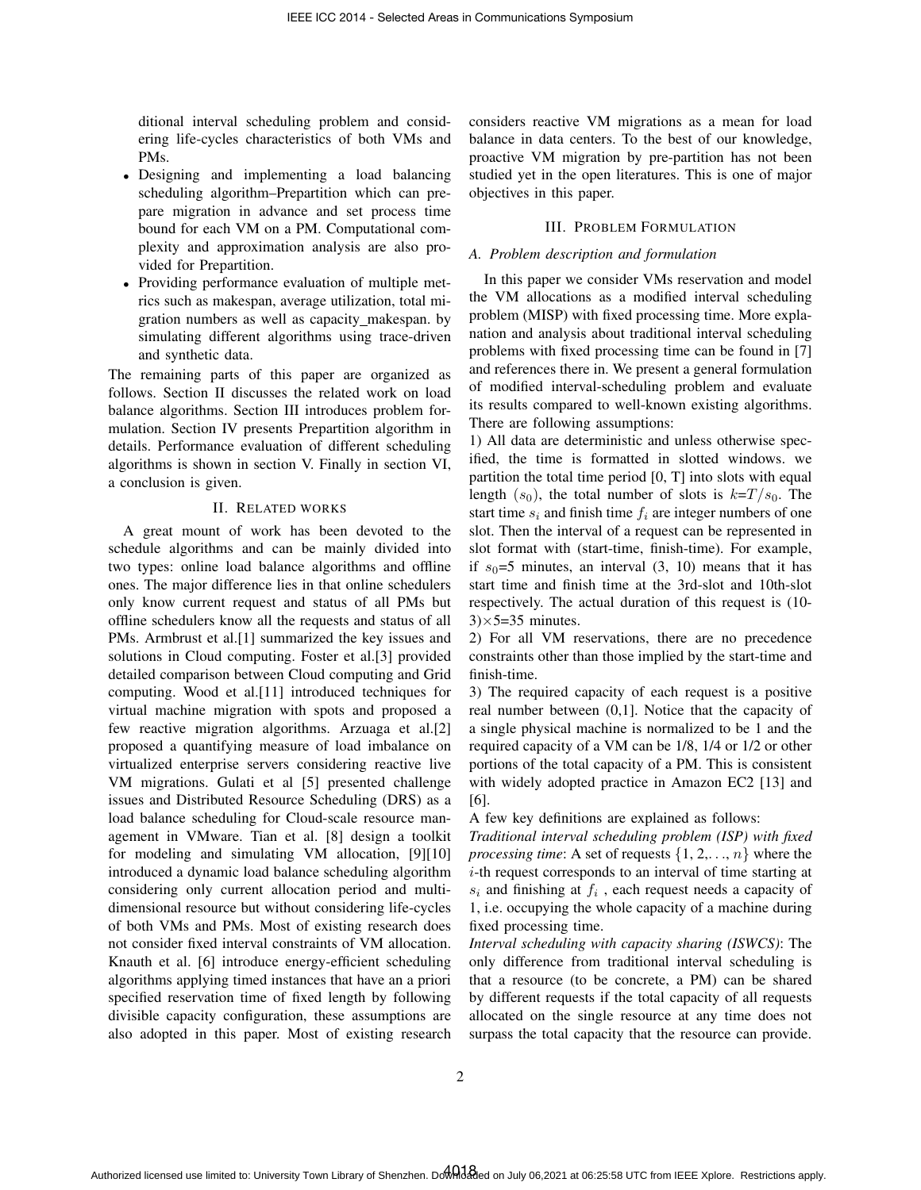ditional interval scheduling problem and considering life-cycles characteristics of both VMs and PMs.

- Designing and implementing a load balancing scheduling algorithm–Prepartition which can prepare migration in advance and set process time bound for each VM on a PM. Computational complexity and approximation analysis are also provided for Prepartition.
- Providing performance evaluation of multiple metrics such as makespan, average utilization, total migration numbers as well as capacity_makespan. by simulating different algorithms using trace-driven and synthetic data.

The remaining parts of this paper are organized as follows. Section II discusses the related work on load balance algorithms. Section III introduces problem formulation. Section IV presents Prepartition algorithm in details. Performance evaluation of different scheduling algorithms is shown in section V. Finally in section VI, a conclusion is given.

## II. Related works

A great mount of work has been devoted to the schedule algorithms and can be mainly divided into two types: online load balance algorithms and offline ones. The major difference lies in that online schedulers only know current request and status of all PMs but offline schedulers know all the requests and status of all PMs. Armbrust et al.[1] summarized the key issues and solutions in Cloud computing. Foster et al.[3] provided detailed comparison between Cloud computing and Grid computing. Wood et al.[11] introduced techniques for virtual machine migration with spots and proposed a few reactive migration algorithms. Arzuaga et al.[2] proposed a quantifying measure of load imbalance on virtualized enterprise servers considering reactive live VM migrations. Gulati et al [5] presented challenge issues and Distributed Resource Scheduling (DRS) as a load balance scheduling for Cloud-scale resource management in VMware. Tian et al. [8] design a toolkit for modeling and simulating VM allocation, [9][10] introduced a dynamic load balance scheduling algorithm considering only current allocation period and multi-dimensional resource but without considering life-cycles of both VMs and PMs. Most of existing research does not consider fixed interval constraints of VM allocation. Knauth et al. [6] introduce energy-efficient scheduling algorithms applying timed instances that have an a priori specified reservation time of fixed length by following divisible capacity configuration, these assumptions are also adopted in this paper. Most of existing research considers reactive VM migrations as a mean for load balance in data centers. To the best of our knowledge, proactive VM migration by pre-partition has not been studied yet in the open literatures. This is one of major objectives in this paper.

## III. Problem Formulation

### A. Problem description and formulation

In this paper we consider VMs reservation and model the VM allocations as a modified interval scheduling problem (MISP) with fixed processing time. More explanation and analysis about traditional interval scheduling problems with fixed processing time can be found in [7] and references there in. We present a general formulation of modified interval-scheduling problem and evaluate its results compared to well-known existing algorithms. There are following assumptions:

1) All data are deterministic and unless otherwise specified, the time is formatted in slotted windows. we partition the total time period [0, T] into slots with equal length $(s_0)$, the total number of slots is $k$=$T/s_0$. The start time $s_i$ and finish time $f_i$ are integer numbers of one slot. Then the interval of a request can be represented in slot format with (start-time, finish-time). For example, if $s_0$=5 minutes, an interval (3, 10) means that it has start time and finish time at the 3rd-slot and 10th-slot respectively. The actual duration of this request is (10-3)$\times$5=35 minutes.

2) For all VM reservations, there are no precedence constraints other than those implied by the start-time and finish-time.

3) The required capacity of each request is a positive real number between (0,1]. Notice that the capacity of a single physical machine is normalized to be 1 and the required capacity of a VM can be 1/8, 1/4 or 1/2 or other portions of the total capacity of a PM. This is consistent with widely adopted practice in Amazon EC2 [13] and [6].

A few key definitions are explained as follows:

*Traditional interval scheduling problem (ISP) with fixed processing time*: A set of requests $\{1, 2, \ldots, n\}$ where the $i$-th request corresponds to an interval of time starting at $s_i$ and finishing at $f_i$ , each request needs a capacity of 1, i.e. occupying the whole capacity of a machine during fixed processing time.

*Interval scheduling with capacity sharing (ISWCS)*: The only difference from traditional interval scheduling is that a resource (to be concrete, a PM) can be shared by different requests if the total capacity of all requests allocated on the single resource at any time does not surpass the total capacity that the resource can provide.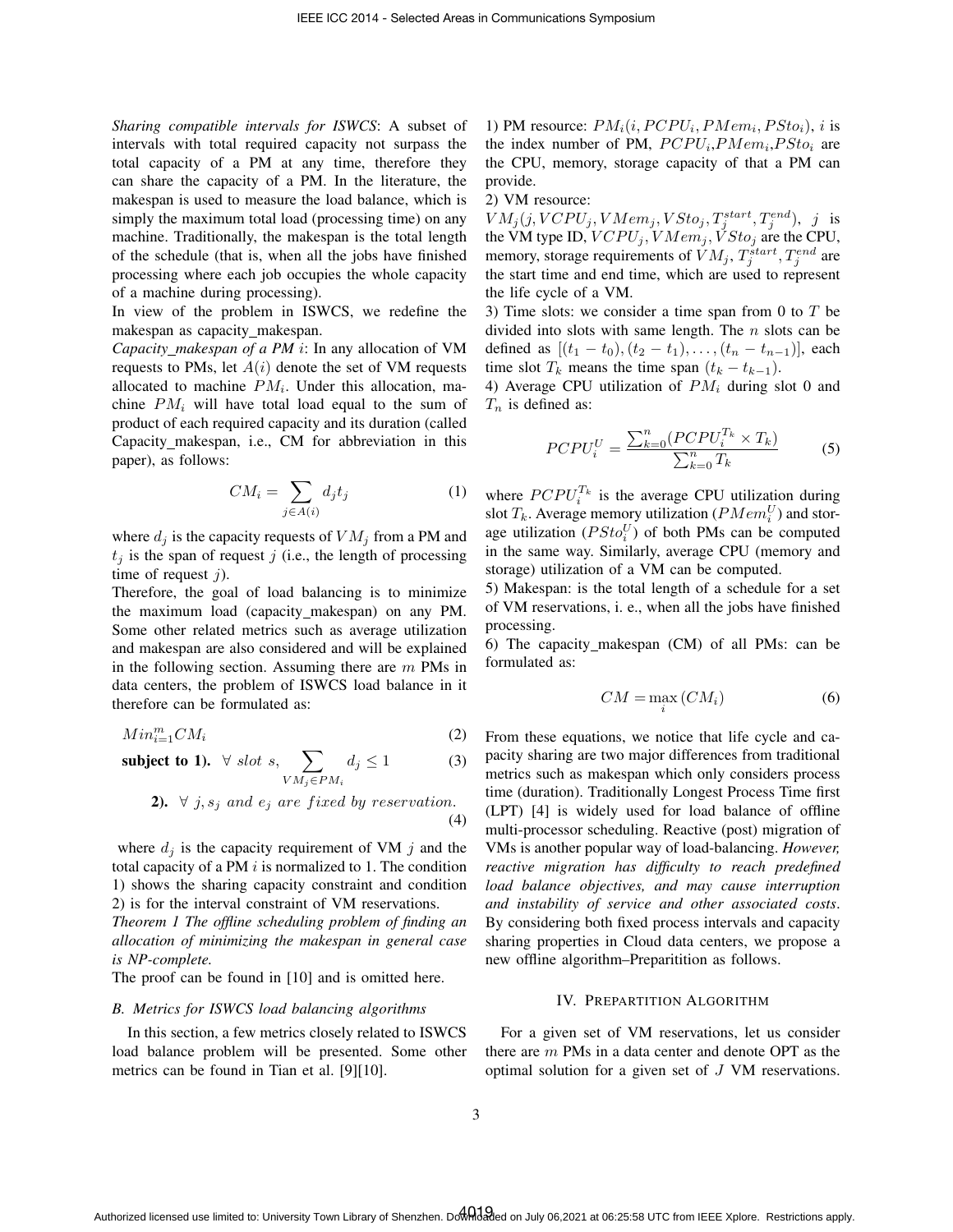*Sharing compatible intervals for ISWCS*: A subset of intervals with total required capacity not surpass the total capacity of a PM at any time, therefore they can share the capacity of a PM. In the literature, the makespan is used to measure the load balance, which is simply the maximum total load (processing time) on any machine. Traditionally, the makespan is the total length of the schedule (that is, when all the jobs have finished processing where each job occupies the whole capacity of a machine during processing).

In view of the problem in ISWCS, we redefine the makespan as capacity_makespan.

*Capacity_makespan of a PM i*: In any allocation of VM requests to PMs, let $A(i)$ denote the set of VM requests allocated to machine $PM_i$. Under this allocation, machine $PM_i$ will have total load equal to the sum of product of each required capacity and its duration (called Capacity_makespan, i.e., CM for abbreviation in this paper), as follows:

$$CM_i = \sum_{j \in A(i)} d_j t_j \tag{1}$$

where $d_j$ is the capacity requests of $VM_j$ from a PM and $t_j$ is the span of request $j$ (i.e., the length of processing time of request $j$).

Therefore, the goal of load balancing is to minimize the maximum load (capacity_makespan) on any PM. Some other related metrics such as average utilization and makespan are also considered and will be explained in the following section. Assuming there are $m$ PMs in data centers, the problem of ISWCS load balance in it therefore can be formulated as:

$$Min_{i=1}^{m} CM_i \tag{2}$$

$$\textbf{subject to 1).} \;\; \forall \; slot \; s, \sum_{VM_j \in PM_i} d_j \leq 1 \tag{3}$$

$$\textbf{2).} \;\; \forall \; j, s_j \; and \; e_j \; are \; fixed \; by \; reservation. \tag{4}$$

where $d_j$ is the capacity requirement of VM $j$ and the total capacity of a PM $i$ is normalized to 1. The condition 1) shows the sharing capacity constraint and condition 2) is for the interval constraint of VM reservations.

*Theorem 1 The offline scheduling problem of finding an allocation of minimizing the makespan in general case is NP-complete.*

The proof can be found in [10] and is omitted here.

### B. Metrics for ISWCS load balancing algorithms

In this section, a few metrics closely related to ISWCS load balance problem will be presented. Some other metrics can be found in Tian et al. [9][10].

1) PM resource: $PM_i(i, PCPU_i, PMem_i, PSto_i)$, $i$ is the index number of PM, $PCPU_i$,$PMem_i$,$PSto_i$ are the CPU, memory, storage capacity of that a PM can provide.

2) VM resource:
$VM_j(j, VCPU_j, VMem_j, VSto_j, T_j^{start}, T_j^{end})$, $j$ is the VM type ID, $VCPU_j, VMem_j, VSto_j$ are the CPU, memory, storage requirements of $VM_j$, $T_j^{start}, T_j^{end}$ are the start time and end time, which are used to represent the life cycle of a VM.

3) Time slots: we consider a time span from 0 to $T$ be divided into slots with same length. The $n$ slots can be defined as $[(t_1 - t_0), (t_2 - t_1), \ldots, (t_n - t_{n-1})]$, each time slot $T_k$ means the time span $(t_k - t_{k-1})$.

4) Average CPU utilization of $PM_i$ during slot 0 and $T_n$ is defined as:

$$PCPU_i^U = \frac{\sum_{k=0}^{n} (PCPU_i^{T_k} \times T_k)}{\sum_{k=0}^{n} T_k} \tag{5}$$

where $PCPU_i^{T_k}$ is the average CPU utilization during slot $T_k$. Average memory utilization ($PMem_i^U$) and storage utilization ($PSto_i^U$) of both PMs can be computed in the same way. Similarly, average CPU (memory and storage) utilization of a VM can be computed.

5) Makespan: is the total length of a schedule for a set of VM reservations, i. e., when all the jobs have finished processing.

6) The capacity_makespan (CM) of all PMs: can be formulated as:

$$CM = \max_i (CM_i) \tag{6}$$

From these equations, we notice that life cycle and capacity sharing are two major differences from traditional metrics such as makespan which only considers process time (duration). Traditionally Longest Process Time first (LPT) [4] is widely used for load balance of offline multi-processor scheduling. Reactive (post) migration of VMs is another popular way of load-balancing. *However, reactive migration has difficulty to reach predefined load balance objectives, and may cause interruption and instability of service and other associated costs*. By considering both fixed process intervals and capacity sharing properties in Cloud data centers, we propose a new offline algorithm–Preparitition as follows.

## IV. Prepartition Algorithm

For a given set of VM reservations, let us consider there are $m$ PMs in a data center and denote OPT as the optimal solution for a given set of $J$ VM reservations.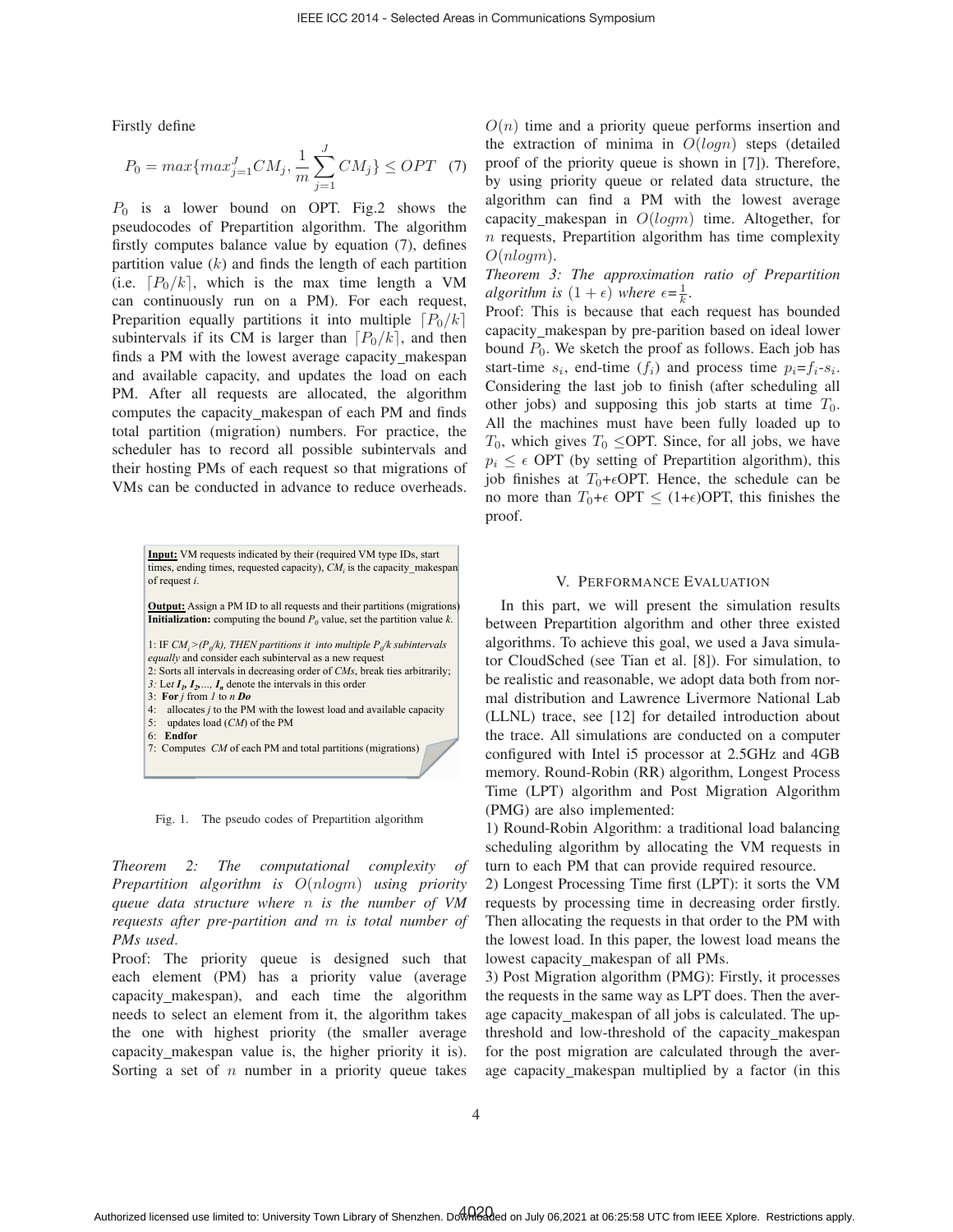Firstly define

$$P_0 = max\{max_{j=1}^{J} CM_j, \frac{1}{m}\sum_{j=1}^{J} CM_j\} \leq OPT \quad (7)$$

$P_0$ is a lower bound on OPT. Fig.2 shows the pseudocodes of Prepartition algorithm. The algorithm firstly computes balance value by equation (7), defines partition value ($k$) and finds the length of each partition (i.e. $\lceil P_0/k \rceil$, which is the max time length a VM can continuously run on a PM). For each request, Preparition equally partitions it into multiple $\lceil P_0/k \rceil$ subintervals if its CM is larger than $\lceil P_0/k \rceil$, and then finds a PM with the lowest average capacity_makespan and available capacity, and updates the load on each PM. After all requests are allocated, the algorithm computes the capacity_makespan of each PM and finds total partition (migration) numbers. For practice, the scheduler has to record all possible subintervals and their hosting PMs of each request so that migrations of VMs can be conducted in advance to reduce overheads.

**Input:** VM requests indicated by their (required VM type IDs, start times, ending times, requested capacity), $CM_i$ is the capacity_makespan of request $i$.

**Output:** Assign a PM ID to all requests and their partitions (migrations)
**Initialization:** computing the bound $P_0$ value, set the partition value $k$.

1: IF $CM_i > (P_0/k)$, THEN *partitions it into multiple $P_0/k$ subintervals equally* and consider each subinterval as a new request
2: Sorts all intervals in decreasing order of *CMs*, break ties arbitrarily;
*3: Let $I_1, I_2, \ldots, I_n$ denote the intervals in this order*
3: **For** *j* from *1* to *n* ***Do***
4: allocates *j* to the PM with the lowest load and available capacity
5: updates load (*CM*) of the PM
6: **Endfor**
7: Computes *CM* of each PM and total partitions (migrations)

Fig. 1. The pseudo codes of Prepartition algorithm

*Theorem 2: The computational complexity of Prepartition algorithm is $O(nlogm)$ using priority queue data structure where $n$ is the number of VM requests after pre-partition and $m$ is total number of PMs used.*

Proof: The priority queue is designed such that each element (PM) has a priority value (average capacity_makespan), and each time the algorithm needs to select an element from it, the algorithm takes the one with highest priority (the smaller average capacity_makespan value is, the higher priority it is). Sorting a set of $n$ number in a priority queue takes $O(n)$ time and a priority queue performs insertion and the extraction of minima in $O(logn)$ steps (detailed proof of the priority queue is shown in [7]). Therefore, by using priority queue or related data structure, the algorithm can find a PM with the lowest average capacity_makespan in $O(logm)$ time. Altogether, for $n$ requests, Prepartition algorithm has time complexity $O(nlogm)$.

*Theorem 3: The approximation ratio of Prepartition algorithm is $(1+\epsilon)$ where $\epsilon$=$\frac{1}{k}$.*

Proof: This is because that each request has bounded capacity_makespan by pre-parition based on ideal lower bound $P_0$. We sketch the proof as follows. Each job has start-time $s_i$, end-time ($f_i$) and process time $p_i$=$f_i$-$s_i$. Considering the last job to finish (after scheduling all other jobs) and supposing this job starts at time $T_0$. All the machines must have been fully loaded up to $T_0$, which gives $T_0 \leq$OPT. Since, for all jobs, we have $p_i \leq \epsilon$ OPT (by setting of Prepartition algorithm), this job finishes at $T_0$+$\epsilon$OPT. Hence, the schedule can be no more than $T_0$+$\epsilon$ OPT $\leq$ (1+$\epsilon$)OPT, this finishes the proof.

## V. Performance Evaluation

In this part, we will present the simulation results between Prepartition algorithm and other three existed algorithms. To achieve this goal, we used a Java simulator CloudSched (see Tian et al. [8]). For simulation, to be realistic and reasonable, we adopt data both from normal distribution and Lawrence Livermore National Lab (LLNL) trace, see [12] for detailed introduction about the trace. All simulations are conducted on a computer configured with Intel i5 processor at 2.5GHz and 4GB memory. Round-Robin (RR) algorithm, Longest Process Time (LPT) algorithm and Post Migration Algorithm (PMG) are also implemented:

1) Round-Robin Algorithm: a traditional load balancing scheduling algorithm by allocating the VM requests in turn to each PM that can provide required resource.

2) Longest Processing Time first (LPT): it sorts the VM requests by processing time in decreasing order firstly. Then allocating the requests in that order to the PM with the lowest load. In this paper, the lowest load means the lowest capacity_makespan of all PMs.

3) Post Migration algorithm (PMG): Firstly, it processes the requests in the same way as LPT does. Then the average capacity_makespan of all jobs is calculated. The up-threshold and low-threshold of the capacity_makespan for the post migration are calculated through the average capacity_makespan multiplied by a factor (in this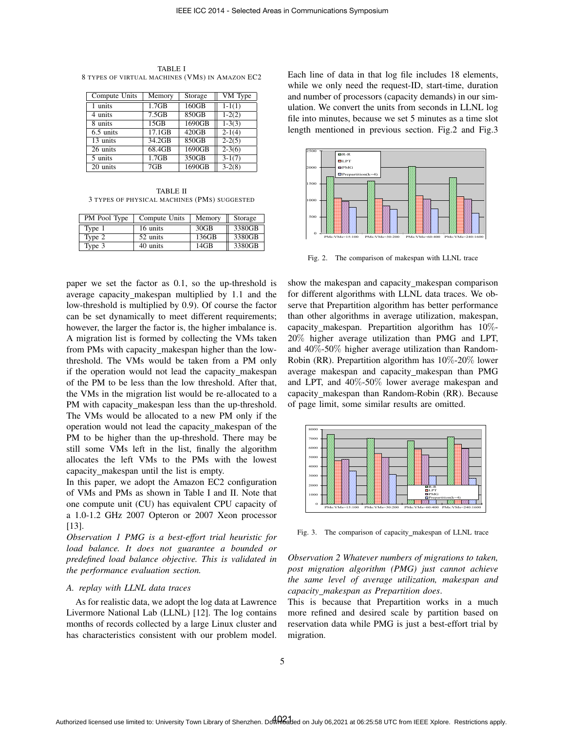TABLE I
8 TYPES OF VIRTUAL MACHINES (VMS) IN AMAZON EC2

| Compute Units | Memory | Storage | VM Type |
|---|---|---|---|
| 1 units | 1.7GB | 160GB | 1-1(1) |
| 4 units | 7.5GB | 850GB | 1-2(2) |
| 8 units | 15GB | 1690GB | 1-3(3) |
| 6.5 units | 17.1GB | 420GB | 2-1(4) |
| 13 units | 34.2GB | 850GB | 2-2(5) |
| 26 units | 68.4GB | 1690GB | 2-3(6) |
| 5 units | 1.7GB | 350GB | 3-1(7) |
| 20 units | 7GB | 1690GB | 3-2(8) |

TABLE II
3 TYPES OF PHYSICAL MACHINES (PMS) SUGGESTED

| PM Pool Type | Compute Units | Memory | Storage |
|---|---|---|---|
| Type 1 | 16 units | 30GB | 3380GB |
| Type 2 | 52 units | 136GB | 3380GB |
| Type 3 | 40 units | 14GB | 3380GB |

paper we set the factor as 0.1, so the up-threshold is average capacity_makespan multiplied by 1.1 and the low-threshold is multiplied by 0.9). Of course the factor can be set dynamically to meet different requirements; however, the larger the factor is, the higher imbalance is. A migration list is formed by collecting the VMs taken from PMs with capacity_makespan higher than the low-threshold. The VMs would be taken from a PM only if the operation would not lead the capacity_makespan of the PM to be less than the low threshold. After that, the VMs in the migration list would be re-allocated to a PM with capacity_makespan less than the up-threshold. The VMs would be allocated to a new PM only if the operation would not lead the capacity_makespan of the PM to be higher than the up-threshold. There may be still some VMs left in the list, finally the algorithm allocates the left VMs to the PMs with the lowest capacity_makespan until the list is empty.

In this paper, we adopt the Amazon EC2 configuration of VMs and PMs as shown in Table I and II. Note that one compute unit (CU) has equivalent CPU capacity of a 1.0-1.2 GHz 2007 Opteron or 2007 Xeon processor [13].

*Observation 1 PMG is a best-effort trial heuristic for load balance. It does not guarantee a bounded or predefined load balance objective. This is validated in the performance evaluation section.*

### A. replay with LLNL data traces

As for realistic data, we adopt the log data at Lawrence Livermore National Lab (LLNL) [12]. The log contains months of records collected by a large Linux cluster and has characteristics consistent with our problem model. Each line of data in that log file includes 18 elements, while we only need the request-ID, start-time, duration and number of processors (capacity demands) in our simulation. We convert the units from seconds in LLNL log file into minutes, because we set 5 minutes as a time slot length mentioned in previous section. Fig.2 and Fig.3 show the makespan and capacity_makespan comparison for different algorithms with LLNL data traces. We observe that Prepartition algorithm has better performance than other algorithms in average utilization, makespan, capacity_makespan. Prepartition algorithm has 10%-20% higher average utilization than PMG and LPT, and 40%-50% higher average utilization than Random-Robin (RR). Prepartition algorithm has 10%-20% lower average makespan and capacity_makespan than PMG and LPT, and 40%-50% lower average makespan and capacity_makespan than Random-Robin (RR). Because of page limit, some similar results are omitted.

Fig. 2. The comparison of makespan with LLNL trace

Fig. 3. The comparison of capacity_makespan of LLNL trace

*Observation 2 Whatever numbers of migrations to taken, post migration algorithm (PMG) just cannot achieve the same level of average utilization, makespan and capacity_makespan as Prepartition does.*

This is because that Prepartition works in a much more refined and desired scale by partition based on reservation data while PMG is just a best-effort trial by migration.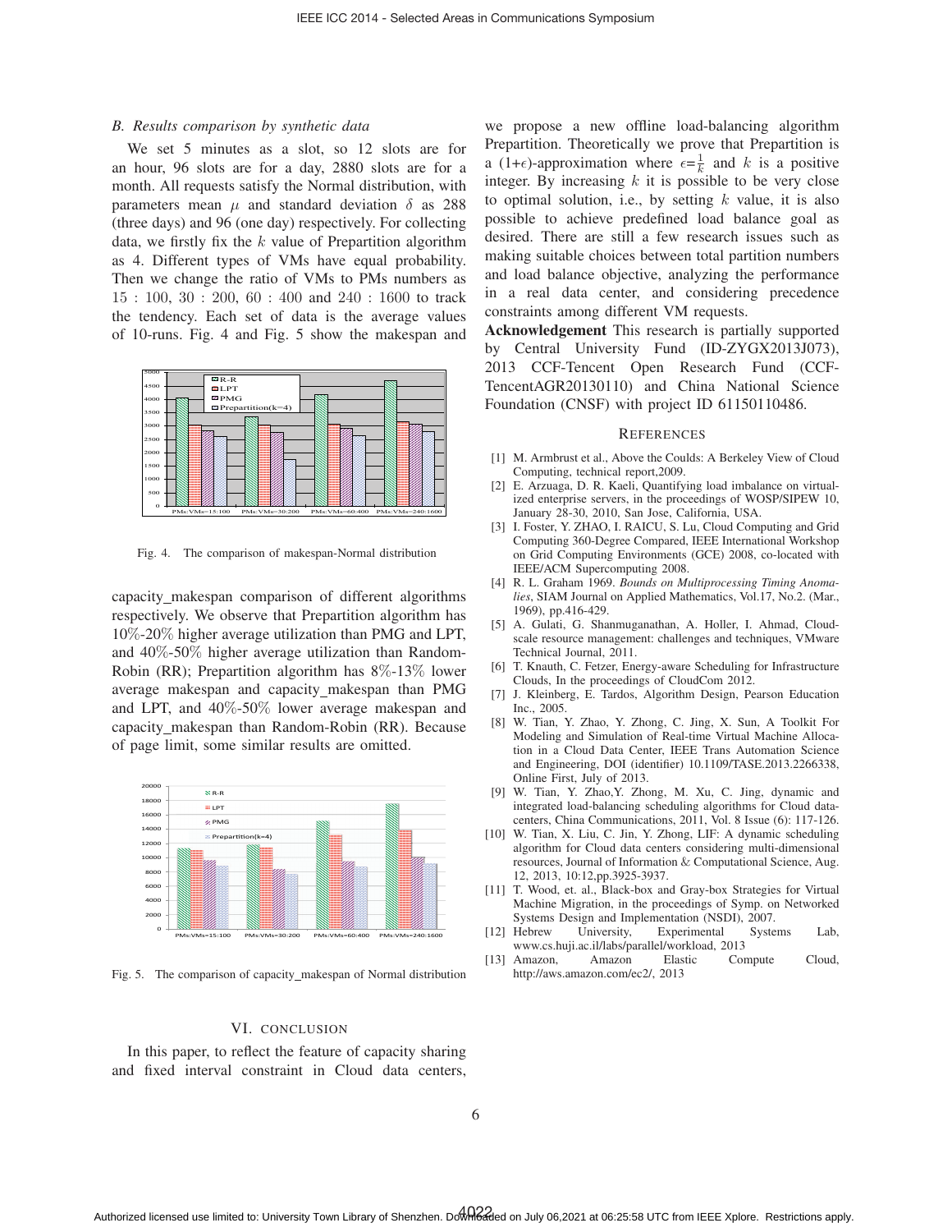### B. Results comparison by synthetic data

We set 5 minutes as a slot, so 12 slots are for an hour, 96 slots are for a day, 2880 slots are for a month. All requests satisfy the Normal distribution, with parameters mean $\mu$ and standard deviation $\delta$ as 288 (three days) and 96 (one day) respectively. For collecting data, we firstly fix the $k$ value of Prepartition algorithm as 4. Different types of VMs have equal probability. Then we change the ratio of VMs to PMs numbers as $15 : 100$, $30 : 200$, $60 : 400$ and $240 : 1600$ to track the tendency. Each set of data is the average values of 10-runs. Fig. 4 and Fig. 5 show the makespan and capacity_makespan comparison of different algorithms respectively. We observe that Prepartition algorithm has 10%-20% higher average utilization than PMG and LPT, and 40%-50% higher average utilization than Random-Robin (RR); Prepartition algorithm has 8%-13% lower average makespan and capacity_makespan than PMG and LPT, and 40%-50% lower average makespan and capacity_makespan than Random-Robin (RR). Because of page limit, some similar results are omitted.

5000
4500
4000
3500
3000
2500
2000
1500
1000
500
0
R-R
LPT
PMG
Prepartition(k=4)
PMs:VMs=15:100
PMs:VMs=30:200
PMs:VMs=60:400
PMs:VMs=240:1600

Fig. 4. The comparison of makespan-Normal distribution

20000
18000
16000
14000
12000
10000
8000
6000
4000
2000
0
R-R
LPT
PMG
Prepartition(k=4)
PMs:VMs=15:100
PMs:VMs=30:200
PMs:VMs=60:400
PMs:VMs=240:1600

Fig. 5. The comparison of capacity_makespan of Normal distribution

## VI. Conclusion

In this paper, to reflect the feature of capacity sharing and fixed interval constraint in Cloud data centers, we propose a new offline load-balancing algorithm Prepartition. Theoretically we prove that Prepartition is a (1+$\epsilon$)-approximation where $\epsilon=\frac{1}{k}$ and $k$ is a positive integer. By increasing $k$ it is possible to be very close to optimal solution, i.e., by setting $k$ value, it is also possible to achieve predefined load balance goal as desired. There are still a few research issues such as making suitable choices between total partition numbers and load balance objective, analyzing the performance in a real data center, and considering precedence constraints among different VM requests.

**Acknowledgement** This research is partially supported by Central University Fund (ID-ZYGX2013J073), 2013 CCF-Tencent Open Research Fund (CCF-TencentAGR20130110) and China National Science Foundation (CNSF) with project ID 61150110486.

## References

[1] M. Armbrust et al., Above the Coulds: A Berkeley View of Cloud Computing, technical report,2009.

[2] E. Arzuaga, D. R. Kaeli, Quantifying load imbalance on virtualized enterprise servers, in the proceedings of WOSP/SIPEW 10, January 28-30, 2010, San Jose, California, USA.

[3] I. Foster, Y. ZHAO, I. RAICU, S. Lu, Cloud Computing and Grid Computing 360-Degree Compared, IEEE International Workshop on Grid Computing Environments (GCE) 2008, co-located with IEEE/ACM Supercomputing 2008.

[4] R. L. Graham 1969. *Bounds on Multiprocessing Timing Anomalies*, SIAM Journal on Applied Mathematics, Vol.17, No.2. (Mar., 1969), pp.416-429.

[5] A. Gulati, G. Shanmuganathan, A. Holler, I. Ahmad, Cloud-scale resource management: challenges and techniques, VMware Technical Journal, 2011.

[6] T. Knauth, C. Fetzer, Energy-aware Scheduling for Infrastructure Clouds, In the proceedings of CloudCom 2012.

[7] J. Kleinberg, E. Tardos, Algorithm Design, Pearson Education Inc., 2005.

[8] W. Tian, Y. Zhao, Y. Zhong, C. Jing, X. Sun, A Toolkit For Modeling and Simulation of Real-time Virtual Machine Allocation in a Cloud Data Center, IEEE Trans Automation Science and Engineering, DOI (identifier) 10.1109/TASE.2013.2266338, Online First, July of 2013.

[9] W. Tian, Y. Zhao,Y. Zhong, M. Xu, C. Jing, dynamic and integrated load-balancing scheduling algorithms for Cloud datacenters, China Communications, 2011, Vol. 8 Issue (6): 117-126.

[10] W. Tian, X. Liu, C. Jin, Y. Zhong, LIF: A dynamic scheduling algorithm for Cloud data centers considering multi-dimensional resources, Journal of Information & Computational Science, Aug. 12, 2013, 10:12,pp.3925-3937.

[11] T. Wood, et. al., Black-box and Gray-box Strategies for Virtual Machine Migration, in the proceedings of Symp. on Networked Systems Design and Implementation (NSDI), 2007.

[12] Hebrew University, Experimental Systems Lab, www.cs.huji.ac.il/labs/parallel/workload, 2013

[13] Amazon, Amazon Elastic Compute Cloud, http://aws.amazon.com/ec2/, 2013